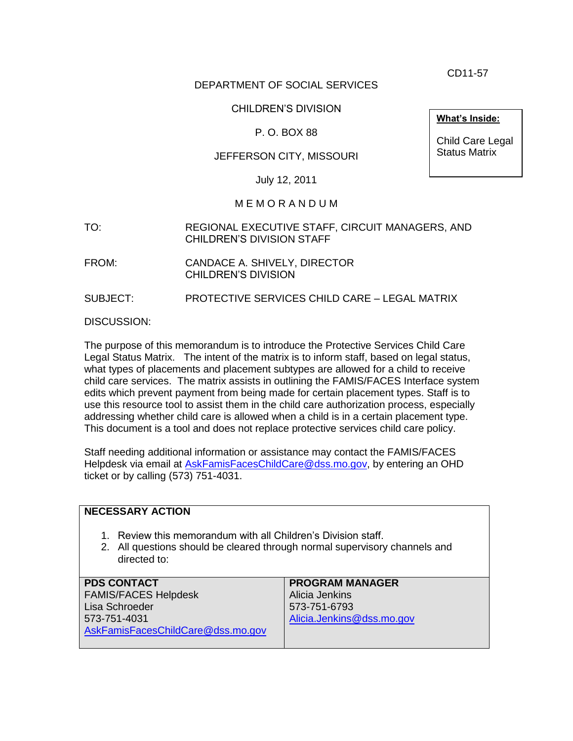CD11-57

DEPARTMENT OF SOCIAL SERVICES

CHILDREN'S DIVISION

P. O. BOX 88

JEFFERSON CITY, MISSOURI

July 12, 2011

| **What's Inside:** |
|---|
| Child Care Legal Status Matrix |

M E M O R A N D U M

TO: REGIONAL EXECUTIVE STAFF, CIRCUIT MANAGERS, AND CHILDREN'S DIVISION STAFF

FROM: CANDACE A. SHIVELY, DIRECTOR CHILDREN'S DIVISION

SUBJECT: PROTECTIVE SERVICES CHILD CARE – LEGAL MATRIX

DISCUSSION:

The purpose of this memorandum is to introduce the Protective Services Child Care Legal Status Matrix. The intent of the matrix is to inform staff, based on legal status, what types of placements and placement subtypes are allowed for a child to receive child care services. The matrix assists in outlining the FAMIS/FACES Interface system edits which prevent payment from being made for certain placement types. Staff is to use this resource tool to assist them in the child care authorization process, especially addressing whether child care is allowed when a child is in a certain placement type. This document is a tool and does not replace protective services child care policy.

Staff needing additional information or assistance may contact the FAMIS/FACES Helpdesk via email at AskFamisFacesChildCare@dss.mo.gov, by entering an OHD ticket or by calling (573) 751-4031.

**NECESSARY ACTION**

1. Review this memorandum with all Children's Division staff.
2. All questions should be cleared through normal supervisory channels and directed to:

| **PDS CONTACT** | **PROGRAM MANAGER** |
|---|---|
| FAMIS/FACES Helpdesk<br>Lisa Schroeder<br>573-751-4031<br>AskFamisFacesChildCare@dss.mo.gov | Alicia Jenkins<br>573-751-6793<br>Alicia.Jenkins@dss.mo.gov |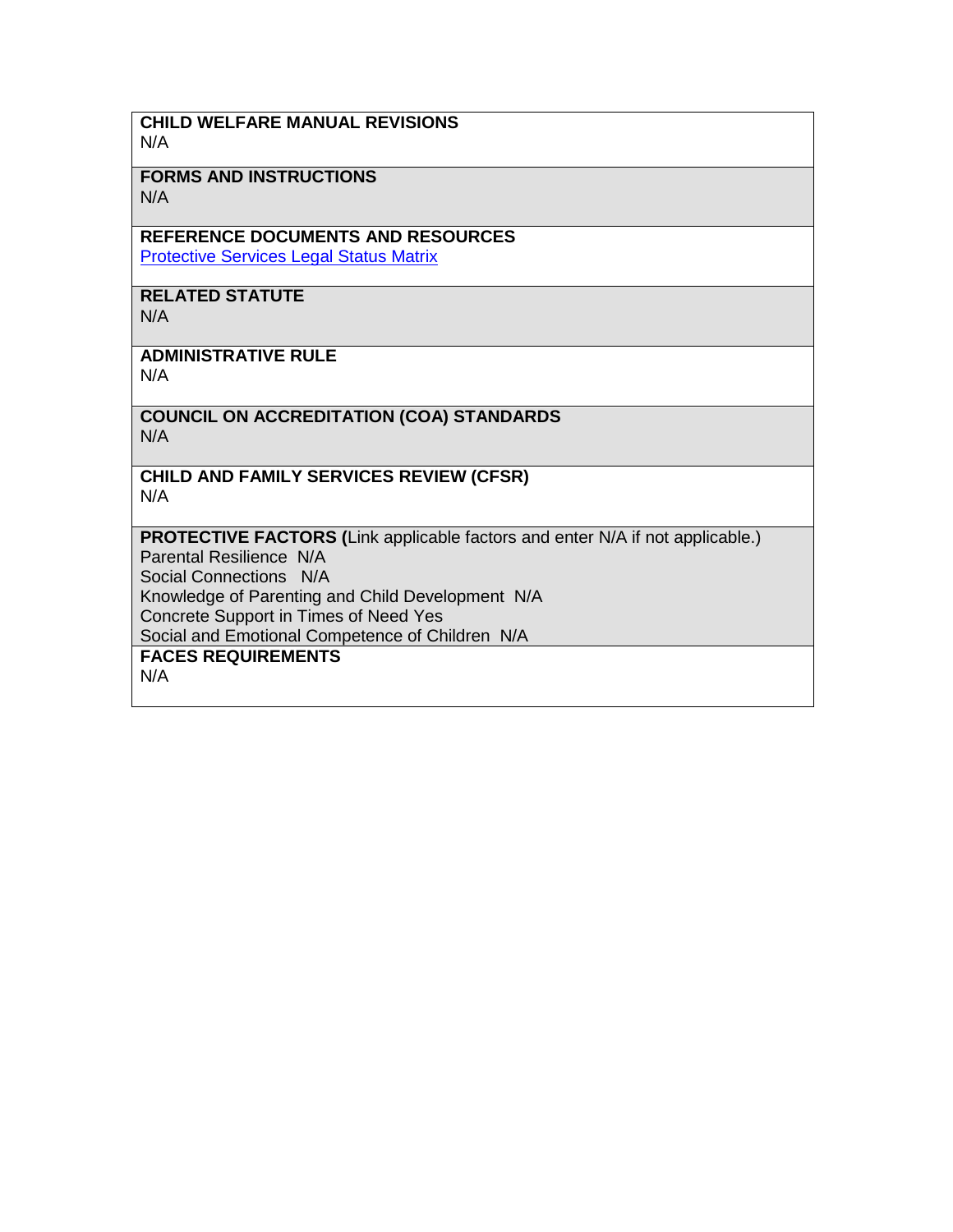**CHILD WELFARE MANUAL REVISIONS**
N/A

**FORMS AND INSTRUCTIONS**
N/A

**REFERENCE DOCUMENTS AND RESOURCES**
Protective Services Legal Status Matrix

**RELATED STATUTE**
N/A

**ADMINISTRATIVE RULE**
N/A

**COUNCIL ON ACCREDITATION (COA) STANDARDS**
N/A

**CHILD AND FAMILY SERVICES REVIEW (CFSR)**
N/A

**PROTECTIVE FACTORS (**Link applicable factors and enter N/A if not applicable.)
Parental Resilience N/A
Social Connections N/A
Knowledge of Parenting and Child Development N/A
Concrete Support in Times of Need Yes
Social and Emotional Competence of Children N/A

**FACES REQUIREMENTS**
N/A